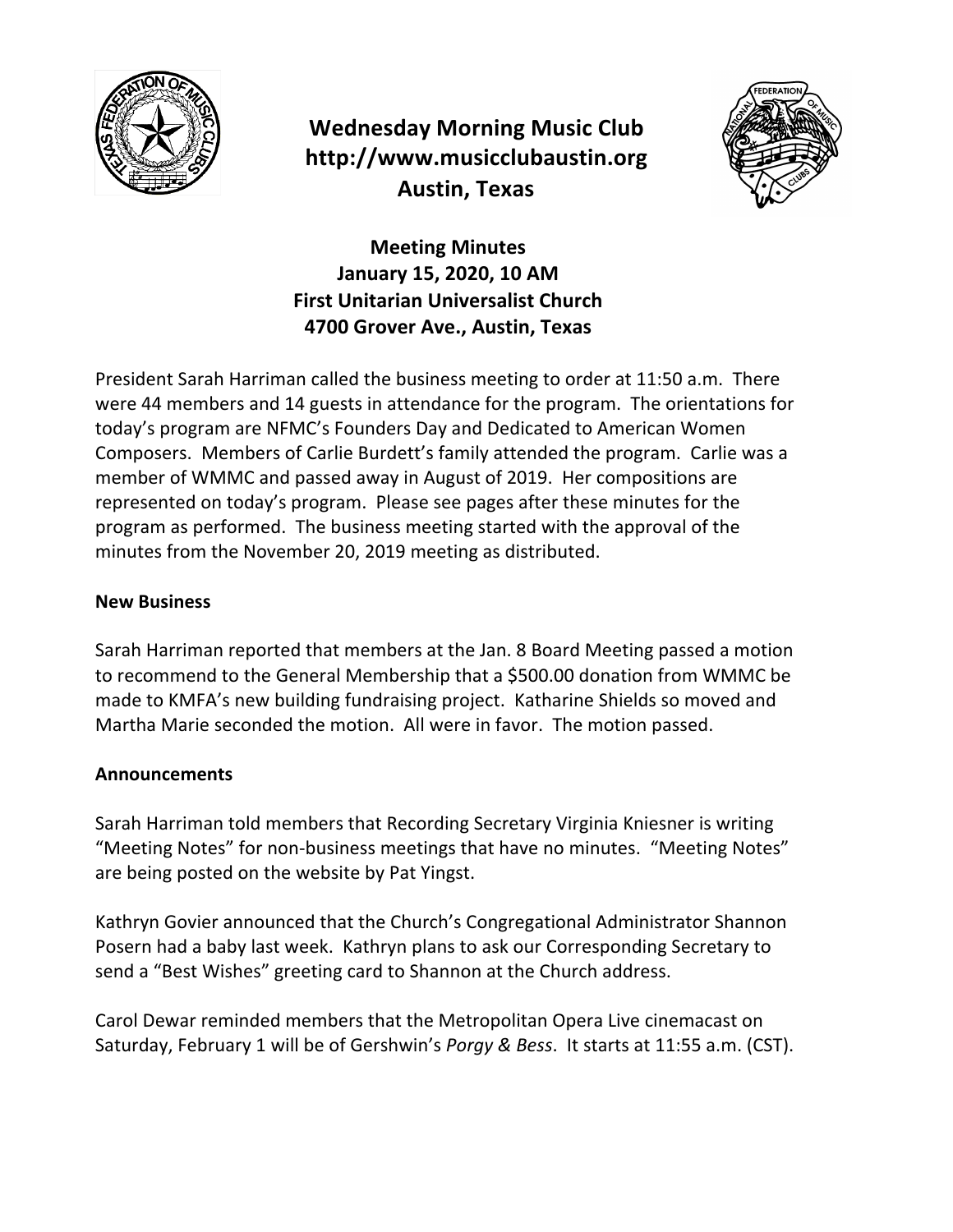# Wednesday Morning Music Club
**http://www.musicclubaustin.org**
**Austin, Texas**

## Meeting Minutes
**January 15, 2020, 10 AM**
**First Unitarian Universalist Church**
**4700 Grover Ave., Austin, Texas**

President Sarah Harriman called the business meeting to order at 11:50 a.m. There were 44 members and 14 guests in attendance for the program. The orientations for today's program are NFMC's Founders Day and Dedicated to American Women Composers. Members of Carlie Burdett's family attended the program. Carlie was a member of WMMC and passed away in August of 2019. Her compositions are represented on today's program. Please see pages after these minutes for the program as performed. The business meeting started with the approval of the minutes from the November 20, 2019 meeting as distributed.

### New Business

Sarah Harriman reported that members at the Jan. 8 Board Meeting passed a motion to recommend to the General Membership that a $500.00 donation from WMMC be made to KMFA's new building fundraising project. Katharine Shields so moved and Martha Marie seconded the motion. All were in favor. The motion passed.

### Announcements

Sarah Harriman told members that Recording Secretary Virginia Kniesner is writing "Meeting Notes" for non-business meetings that have no minutes. "Meeting Notes" are being posted on the website by Pat Yingst.

Kathryn Govier announced that the Church's Congregational Administrator Shannon Posern had a baby last week. Kathryn plans to ask our Corresponding Secretary to send a "Best Wishes" greeting card to Shannon at the Church address.

Carol Dewar reminded members that the Metropolitan Opera Live cinemacast on Saturday, February 1 will be of Gershwin's *Porgy & Bess*. It starts at 11:55 a.m. (CST).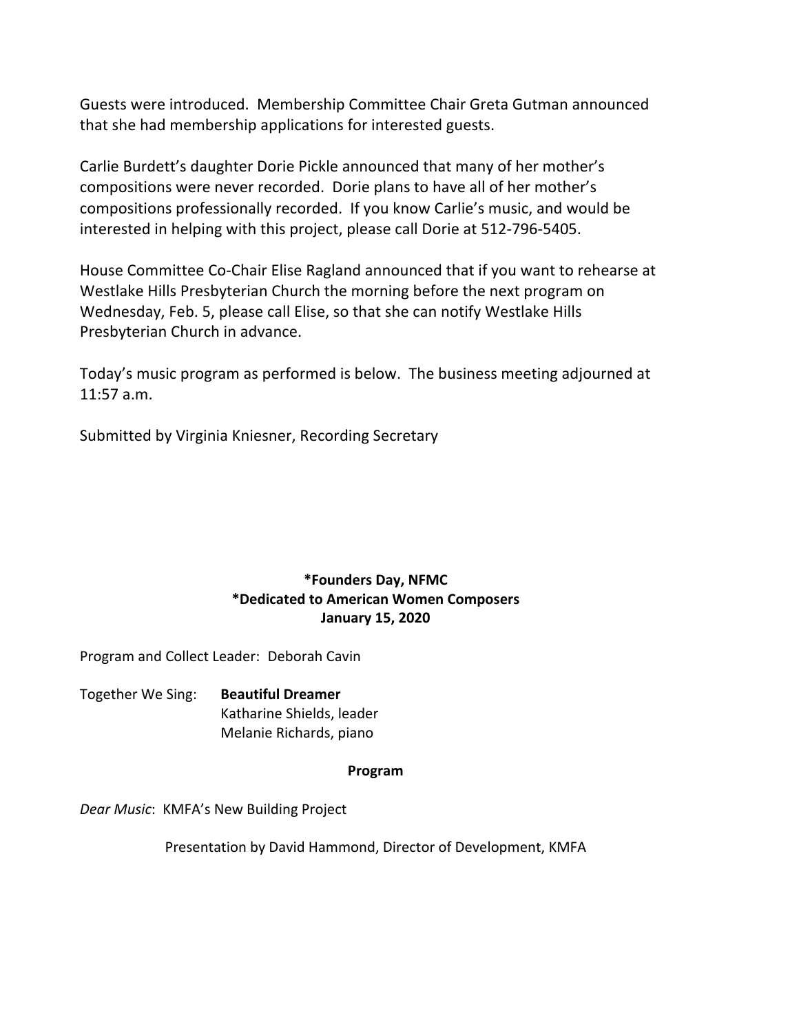Guests were introduced. Membership Committee Chair Greta Gutman announced that she had membership applications for interested guests.

Carlie Burdett's daughter Dorie Pickle announced that many of her mother's compositions were never recorded. Dorie plans to have all of her mother's compositions professionally recorded. If you know Carlie's music, and would be interested in helping with this project, please call Dorie at 512-796-5405.

House Committee Co-Chair Elise Ragland announced that if you want to rehearse at Westlake Hills Presbyterian Church the morning before the next program on Wednesday, Feb. 5, please call Elise, so that she can notify Westlake Hills Presbyterian Church in advance.

Today's music program as performed is below. The business meeting adjourned at 11:57 a.m.

Submitted by Virginia Kniesner, Recording Secretary

**\*Founders Day, NFMC**
**\*Dedicated to American Women Composers**
**January 15, 2020**

Program and Collect Leader: Deborah Cavin

Together We Sing: **Beautiful Dreamer**
Katharine Shields, leader
Melanie Richards, piano

**Program**

*Dear Music*: KMFA's New Building Project

Presentation by David Hammond, Director of Development, KMFA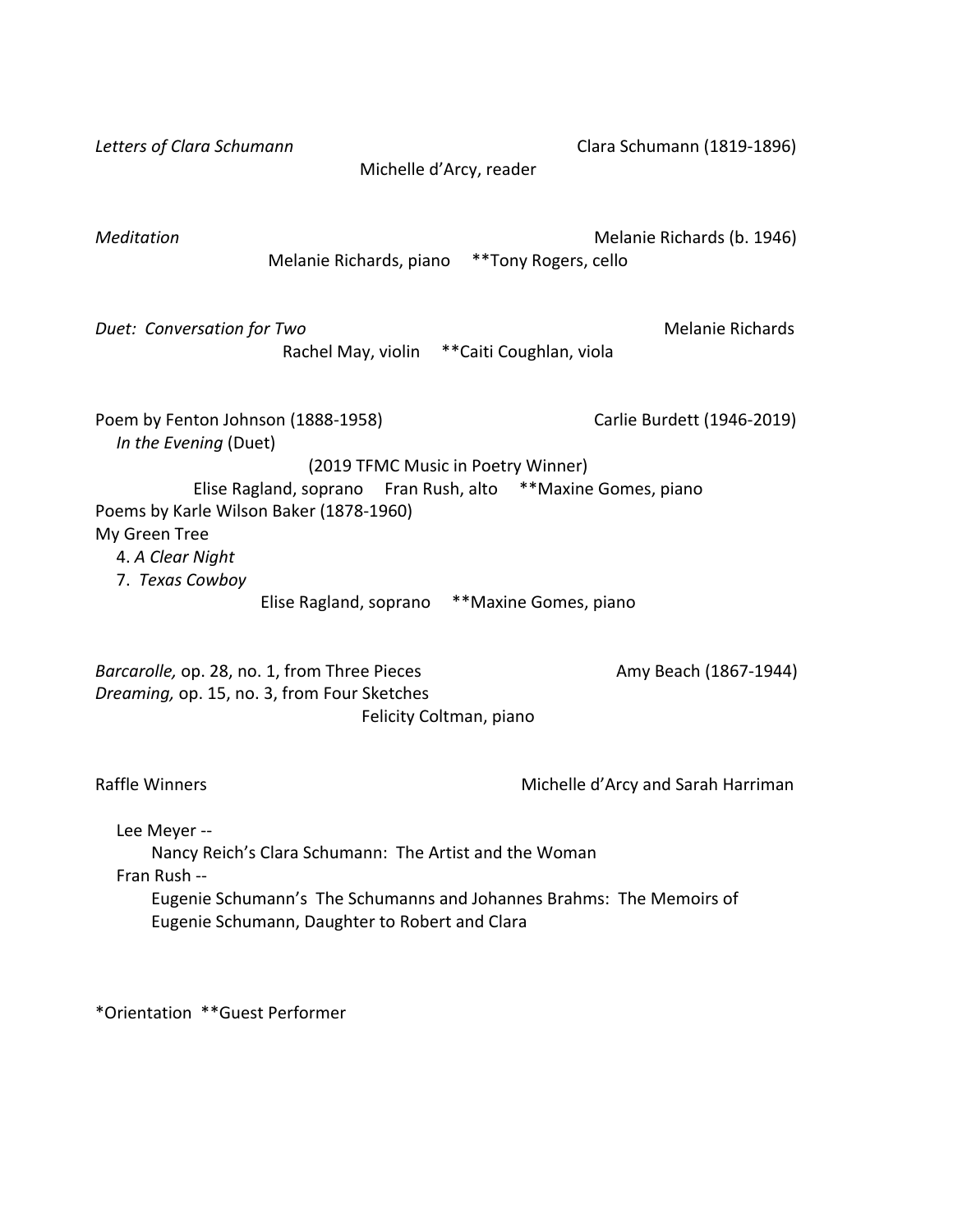*Letters of Clara Schumann* Clara Schumann (1819-1896)

Michelle d'Arcy, reader

*Meditation* Melanie Richards (b. 1946)

Melanie Richards, piano **Tony Rogers, cello

*Duet: Conversation for Two* Melanie Richards

Rachel May, violin **Caiti Coughlan, viola

Poem by Fenton Johnson (1888-1958) Carlie Burdett (1946-2019)

*In the Evening* (Duet)

(2019 TFMC Music in Poetry Winner)

Elise Ragland, soprano Fran Rush, alto **Maxine Gomes, piano

Poems by Karle Wilson Baker (1878-1960)

My Green Tree

4. *A Clear Night*
7. *Texas Cowboy*

Elise Ragland, soprano **Maxine Gomes, piano

*Barcarolle,* op. 28, no. 1, from Three Pieces Amy Beach (1867-1944)

*Dreaming,* op. 15, no. 3, from Four Sketches

Felicity Coltman, piano

Raffle Winners Michelle d'Arcy and Sarah Harriman

Lee Meyer --

Nancy Reich's Clara Schumann: The Artist and the Woman

Fran Rush --

Eugenie Schumann's The Schumanns and Johannes Brahms: The Memoirs of Eugenie Schumann, Daughter to Robert and Clara

*Orientation **Guest Performer